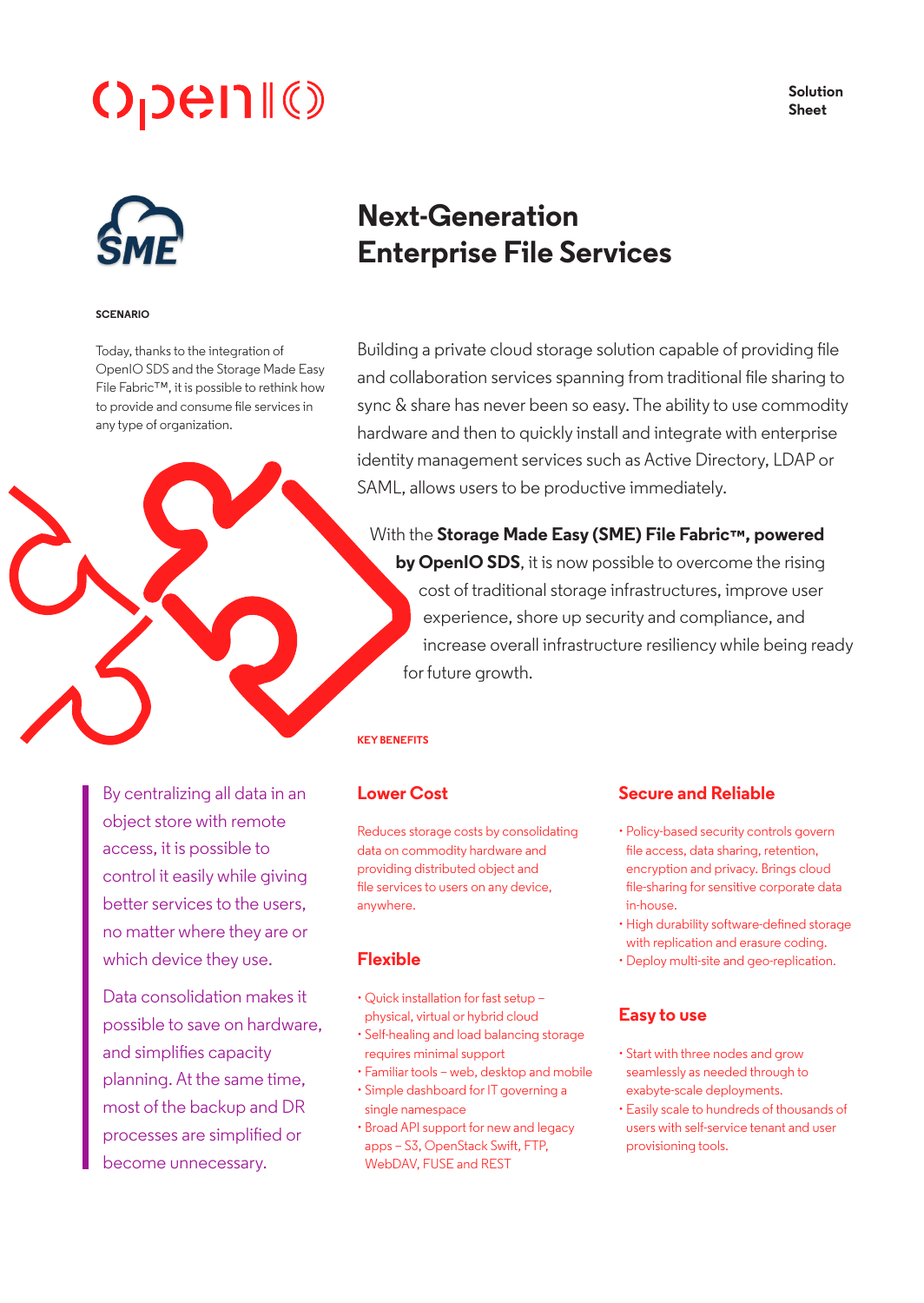Solution Sheet

# Next-Generation Enterprise File Services

**SCENARIO**

Today, thanks to the integration of OpenIO SDS and the Storage Made Easy File Fabric™, it is possible to rethink how to provide and consume file services in any type of organization.

Building a private cloud storage solution capable of providing file and collaboration services spanning from traditional file sharing to sync & share has never been so easy. The ability to use commodity hardware and then to quickly install and integrate with enterprise identity management services such as Active Directory, LDAP or SAML, allows users to be productive immediately.

With the **Storage Made Easy (SME) File Fabric™, powered by OpenIO SDS**, it is now possible to overcome the rising cost of traditional storage infrastructures, improve user experience, shore up security and compliance, and increase overall infrastructure resiliency while being ready for future growth.

By centralizing all data in an object store with remote access, it is possible to control it easily while giving better services to the users, no matter where they are or which device they use.

Data consolidation makes it possible to save on hardware, and simplifies capacity planning. At the same time, most of the backup and DR processes are simplified or become unnecessary.

**KEY BENEFITS**

## Lower Cost

Reduces storage costs by consolidating data on commodity hardware and providing distributed object and file services to users on any device, anywhere.

## Flexible

- Quick installation for fast setup – physical, virtual or hybrid cloud
- Self-healing and load balancing storage requires minimal support
- Familiar tools – web, desktop and mobile
- Simple dashboard for IT governing a single namespace
- Broad API support for new and legacy apps – S3, OpenStack Swift, FTP, WebDAV, FUSE and REST

## Secure and Reliable

- Policy-based security controls govern file access, data sharing, retention, encryption and privacy. Brings cloud file-sharing for sensitive corporate data in-house.
- High durability software-defined storage with replication and erasure coding.
- Deploy multi-site and geo-replication.

## Easy to use

- Start with three nodes and grow seamlessly as needed through to exabyte-scale deployments.
- Easily scale to hundreds of thousands of users with self-service tenant and user provisioning tools.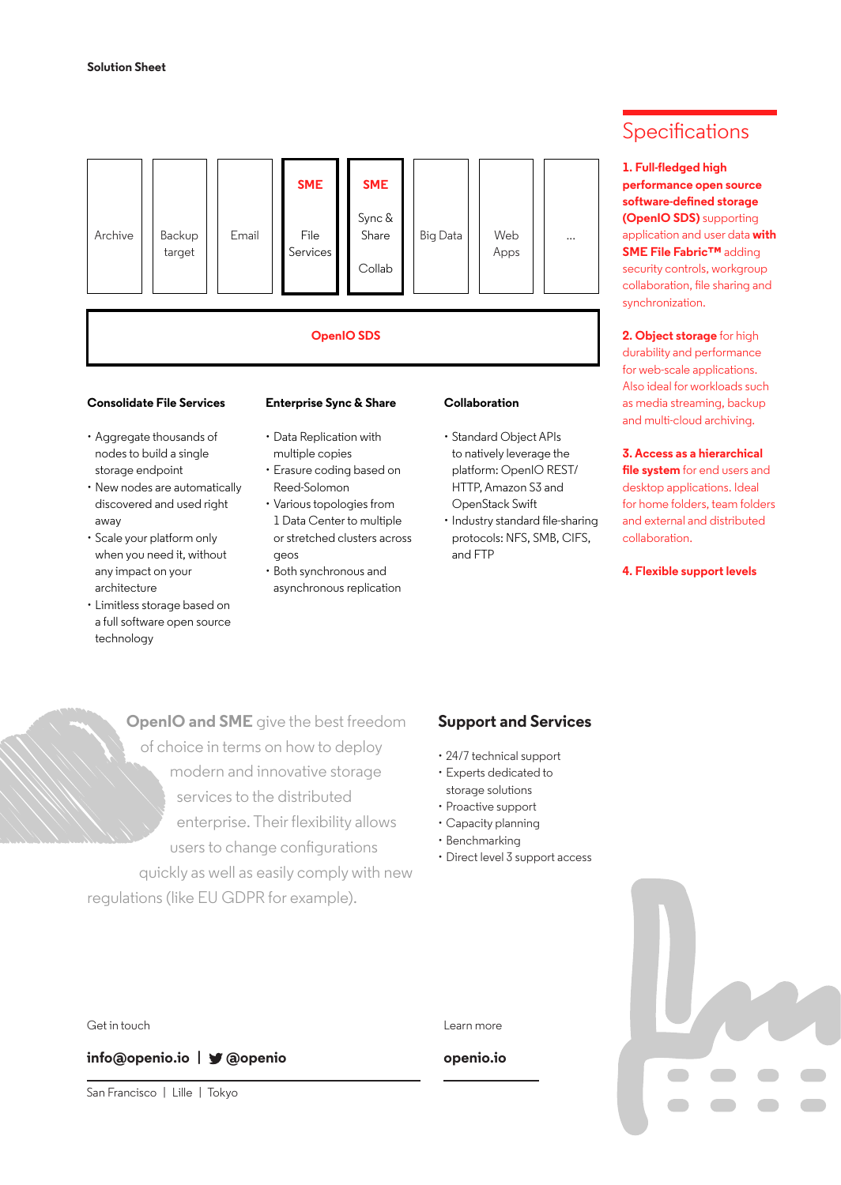Solution Sheet

Archive

Backup target

Email

**SME**

File Services

**SME**

Sync & Share

Collab

Big Data

Web Apps

...

**OpenIO SDS**

### Consolidate File Services

- Aggregate thousands of nodes to build a single storage endpoint
- New nodes are automatically discovered and used right away
- Scale your platform only when you need it, without any impact on your architecture
- Limitless storage based on a full software open source technology

### Enterprise Sync & Share

- Data Replication with multiple copies
- Erasure coding based on Reed-Solomon
- Various topologies from 1 Data Center to multiple or stretched clusters across geos
- Both synchronous and asynchronous replication

### Collaboration

- Standard Object APIs to natively leverage the platform: OpenIO REST/HTTP, Amazon S3 and OpenStack Swift
- Industry standard file-sharing protocols: NFS, SMB, CIFS, and FTP

## Specifications

**1. Full-fledged high performance open source software-defined storage (OpenIO SDS)** supporting application and user data **with SME File Fabric™** adding security controls, workgroup collaboration, file sharing and synchronization.

**2. Object storage** for high durability and performance for web-scale applications. Also ideal for workloads such as media streaming, backup and multi-cloud archiving.

**3. Access as a hierarchical file system** for end users and desktop applications. Ideal for home folders, team folders and external and distributed collaboration.

**4. Flexible support levels**

**OpenIO and SME** give the best freedom of choice in terms on how to deploy modern and innovative storage services to the distributed enterprise. Their flexibility allows users to change configurations quickly as well as easily comply with new regulations (like EU GDPR for example).

## Support and Services

- 24/7 technical support
- Experts dedicated to storage solutions
- Proactive support
- Capacity planning
- Benchmarking
- Direct level 3 support access

Get in touch

**info@openio.io | @openio**

San Francisco | Lille | Tokyo

Learn more

**openio.io**